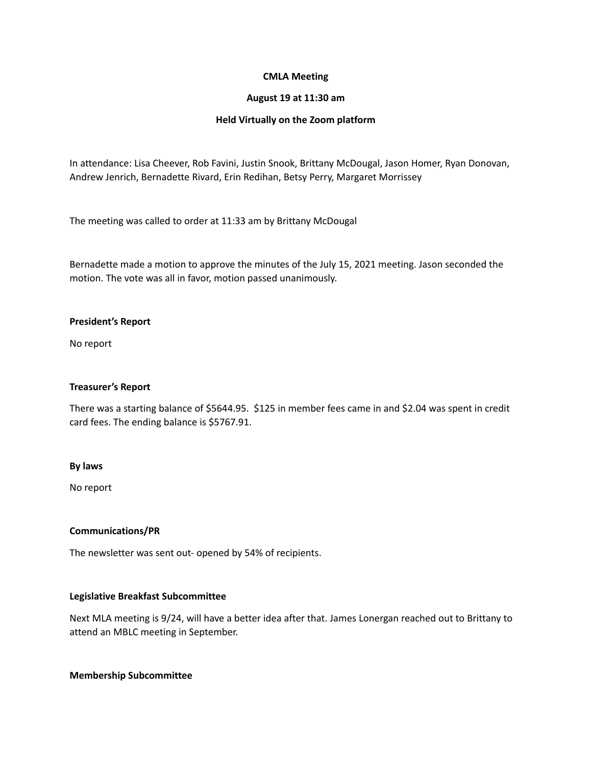**CMLA Meeting**

**August 19 at 11:30 am**

**Held Virtually on the Zoom platform**

In attendance: Lisa Cheever, Rob Favini, Justin Snook, Brittany McDougal, Jason Homer, Ryan Donovan, Andrew Jenrich, Bernadette Rivard, Erin Redihan, Betsy Perry, Margaret Morrissey

The meeting was called to order at 11:33 am by Brittany McDougal

Bernadette made a motion to approve the minutes of the July 15, 2021 meeting. Jason seconded the motion. The vote was all in favor, motion passed unanimously.

**President's Report**

No report

**Treasurer's Report**

There was a starting balance of $5644.95. $125 in member fees came in and $2.04 was spent in credit card fees. The ending balance is $5767.91.

**By laws**

No report

**Communications/PR**

The newsletter was sent out- opened by 54% of recipients.

**Legislative Breakfast Subcommittee**

Next MLA meeting is 9/24, will have a better idea after that. James Lonergan reached out to Brittany to attend an MBLC meeting in September.

**Membership Subcommittee**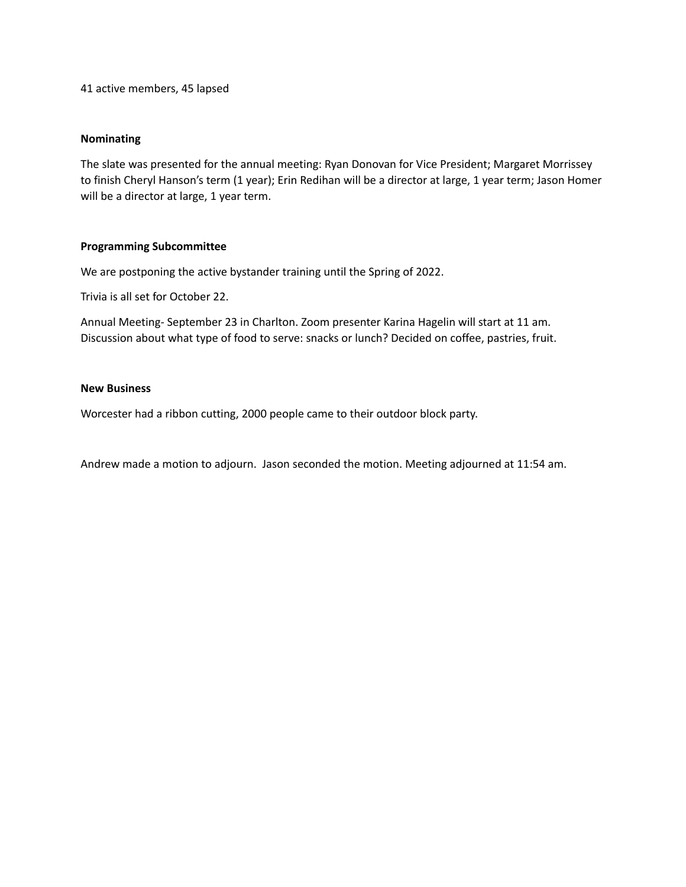41 active members, 45 lapsed

**Nominating**

The slate was presented for the annual meeting: Ryan Donovan for Vice President; Margaret Morrissey to finish Cheryl Hanson's term (1 year); Erin Redihan will be a director at large, 1 year term; Jason Homer will be a director at large, 1 year term.

**Programming Subcommittee**

We are postponing the active bystander training until the Spring of 2022.

Trivia is all set for October 22.

Annual Meeting- September 23 in Charlton. Zoom presenter Karina Hagelin will start at 11 am. Discussion about what type of food to serve: snacks or lunch? Decided on coffee, pastries, fruit.

**New Business**

Worcester had a ribbon cutting, 2000 people came to their outdoor block party.

Andrew made a motion to adjourn. Jason seconded the motion. Meeting adjourned at 11:54 am.